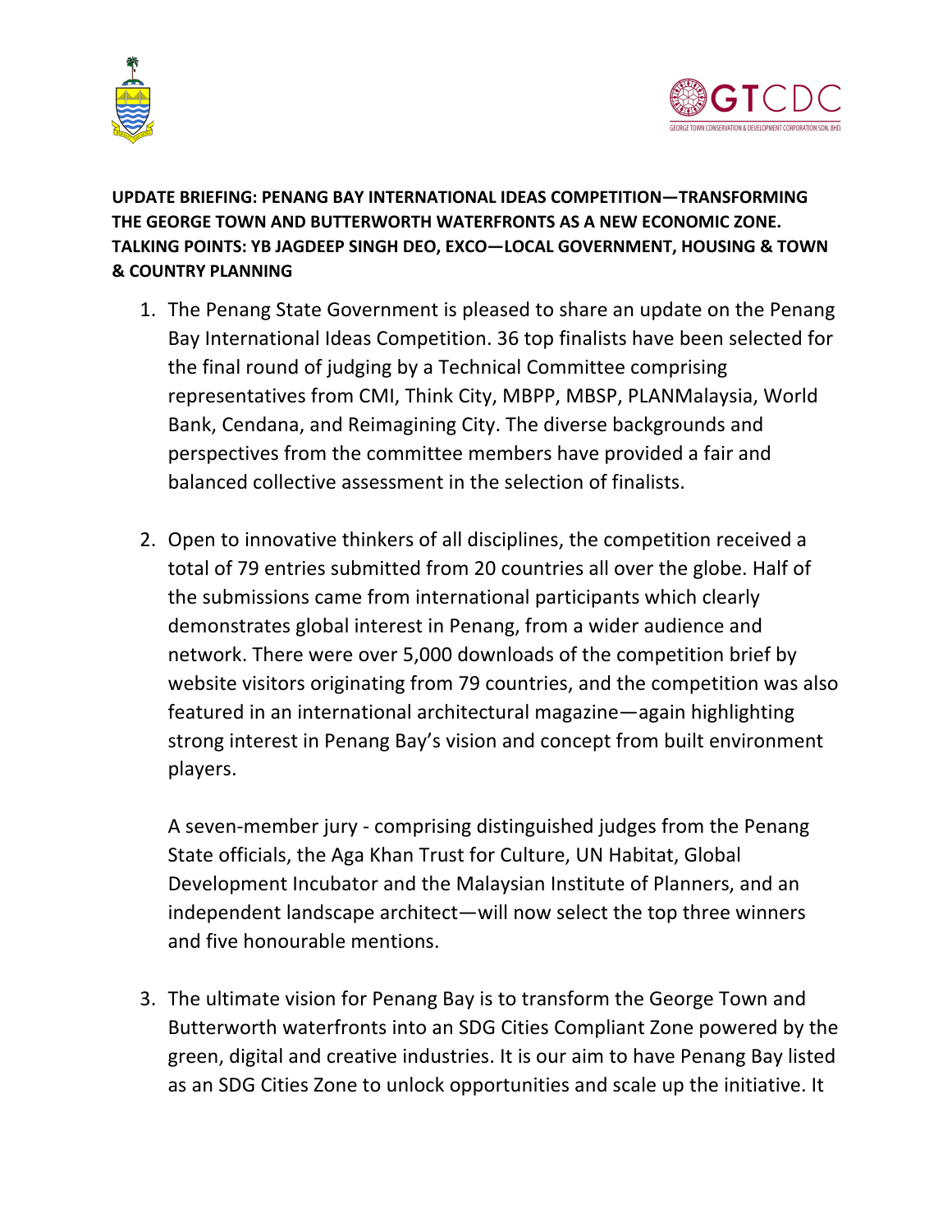**UPDATE BRIEFING: PENANG BAY INTERNATIONAL IDEAS COMPETITION—TRANSFORMING THE GEORGE TOWN AND BUTTERWORTH WATERFRONTS AS A NEW ECONOMIC ZONE. TALKING POINTS: YB JAGDEEP SINGH DEO, EXCO—LOCAL GOVERNMENT, HOUSING & TOWN & COUNTRY PLANNING**

1. The Penang State Government is pleased to share an update on the Penang Bay International Ideas Competition. 36 top finalists have been selected for the final round of judging by a Technical Committee comprising representatives from CMI, Think City, MBPP, MBSP, PLANMalaysia, World Bank, Cendana, and Reimagining City. The diverse backgrounds and perspectives from the committee members have provided a fair and balanced collective assessment in the selection of finalists.

2. Open to innovative thinkers of all disciplines, the competition received a total of 79 entries submitted from 20 countries all over the globe. Half of the submissions came from international participants which clearly demonstrates global interest in Penang, from a wider audience and network. There were over 5,000 downloads of the competition brief by website visitors originating from 79 countries, and the competition was also featured in an international architectural magazine—again highlighting strong interest in Penang Bay's vision and concept from built environment players.

   A seven-member jury - comprising distinguished judges from the Penang State officials, the Aga Khan Trust for Culture, UN Habitat, Global Development Incubator and the Malaysian Institute of Planners, and an independent landscape architect—will now select the top three winners and five honourable mentions.

3. The ultimate vision for Penang Bay is to transform the George Town and Butterworth waterfronts into an SDG Cities Compliant Zone powered by the green, digital and creative industries. It is our aim to have Penang Bay listed as an SDG Cities Zone to unlock opportunities and scale up the initiative. It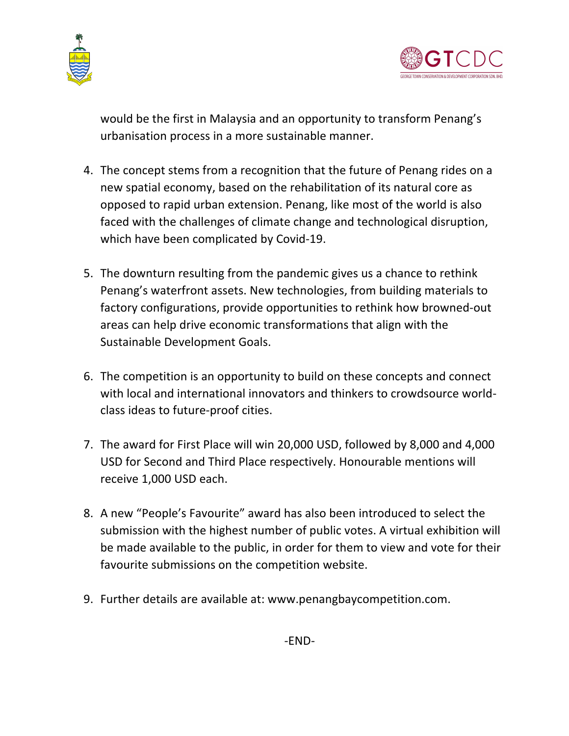would be the first in Malaysia and an opportunity to transform Penang's urbanisation process in a more sustainable manner.

4. The concept stems from a recognition that the future of Penang rides on a new spatial economy, based on the rehabilitation of its natural core as opposed to rapid urban extension. Penang, like most of the world is also faced with the challenges of climate change and technological disruption, which have been complicated by Covid-19.

5. The downturn resulting from the pandemic gives us a chance to rethink Penang's waterfront assets. New technologies, from building materials to factory configurations, provide opportunities to rethink how browned-out areas can help drive economic transformations that align with the Sustainable Development Goals.

6. The competition is an opportunity to build on these concepts and connect with local and international innovators and thinkers to crowdsource world-class ideas to future-proof cities.

7. The award for First Place will win 20,000 USD, followed by 8,000 and 4,000 USD for Second and Third Place respectively. Honourable mentions will receive 1,000 USD each.

8. A new "People's Favourite" award has also been introduced to select the submission with the highest number of public votes. A virtual exhibition will be made available to the public, in order for them to view and vote for their favourite submissions on the competition website.

9. Further details are available at: www.penangbaycompetition.com.

-END-